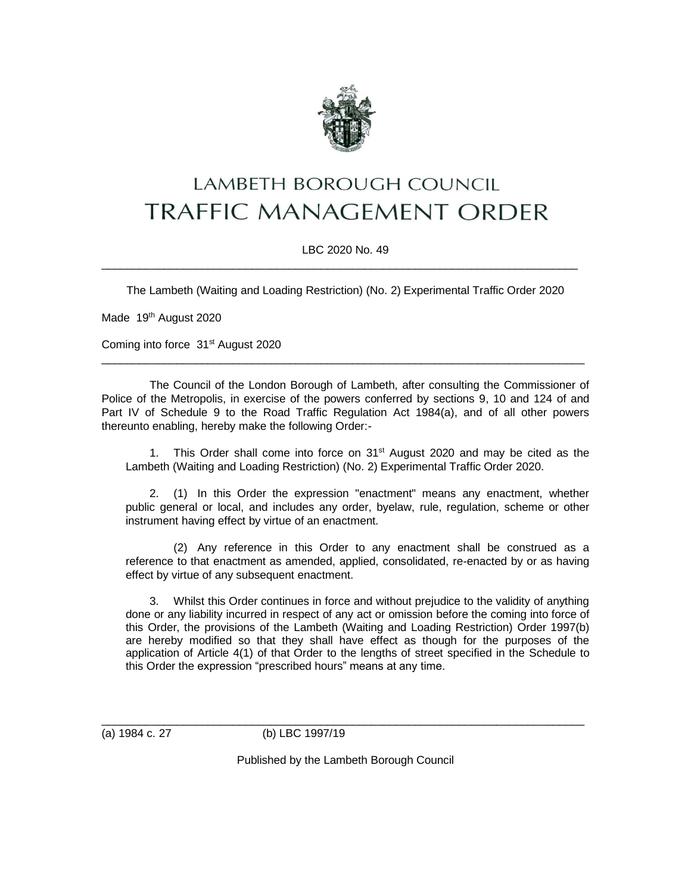# LAMBETH BOROUGH COUNCIL

# TRAFFIC MANAGEMENT ORDER

LBC 2020 No. 49

---

The Lambeth (Waiting and Loading Restriction) (No. 2) Experimental Traffic Order 2020

Made 19th August 2020

Coming into force 31st August 2020

---

The Council of the London Borough of Lambeth, after consulting the Commissioner of Police of the Metropolis, in exercise of the powers conferred by sections 9, 10 and 124 of and Part IV of Schedule 9 to the Road Traffic Regulation Act 1984(a), and of all other powers thereunto enabling, hereby make the following Order:-

1. This Order shall come into force on 31st August 2020 and may be cited as the Lambeth (Waiting and Loading Restriction) (No. 2) Experimental Traffic Order 2020.

2. (1) In this Order the expression "enactment" means any enactment, whether public general or local, and includes any order, byelaw, rule, regulation, scheme or other instrument having effect by virtue of an enactment.

   (2) Any reference in this Order to any enactment shall be construed as a reference to that enactment as amended, applied, consolidated, re-enacted by or as having effect by virtue of any subsequent enactment.

3. Whilst this Order continues in force and without prejudice to the validity of anything done or any liability incurred in respect of any act or omission before the coming into force of this Order, the provisions of the Lambeth (Waiting and Loading Restriction) Order 1997(b) are hereby modified so that they shall have effect as though for the purposes of the application of Article 4(1) of that Order to the lengths of street specified in the Schedule to this Order the expression "prescribed hours" means at any time.

---

(a) 1984 c. 27 (b) LBC 1997/19

Published by the Lambeth Borough Council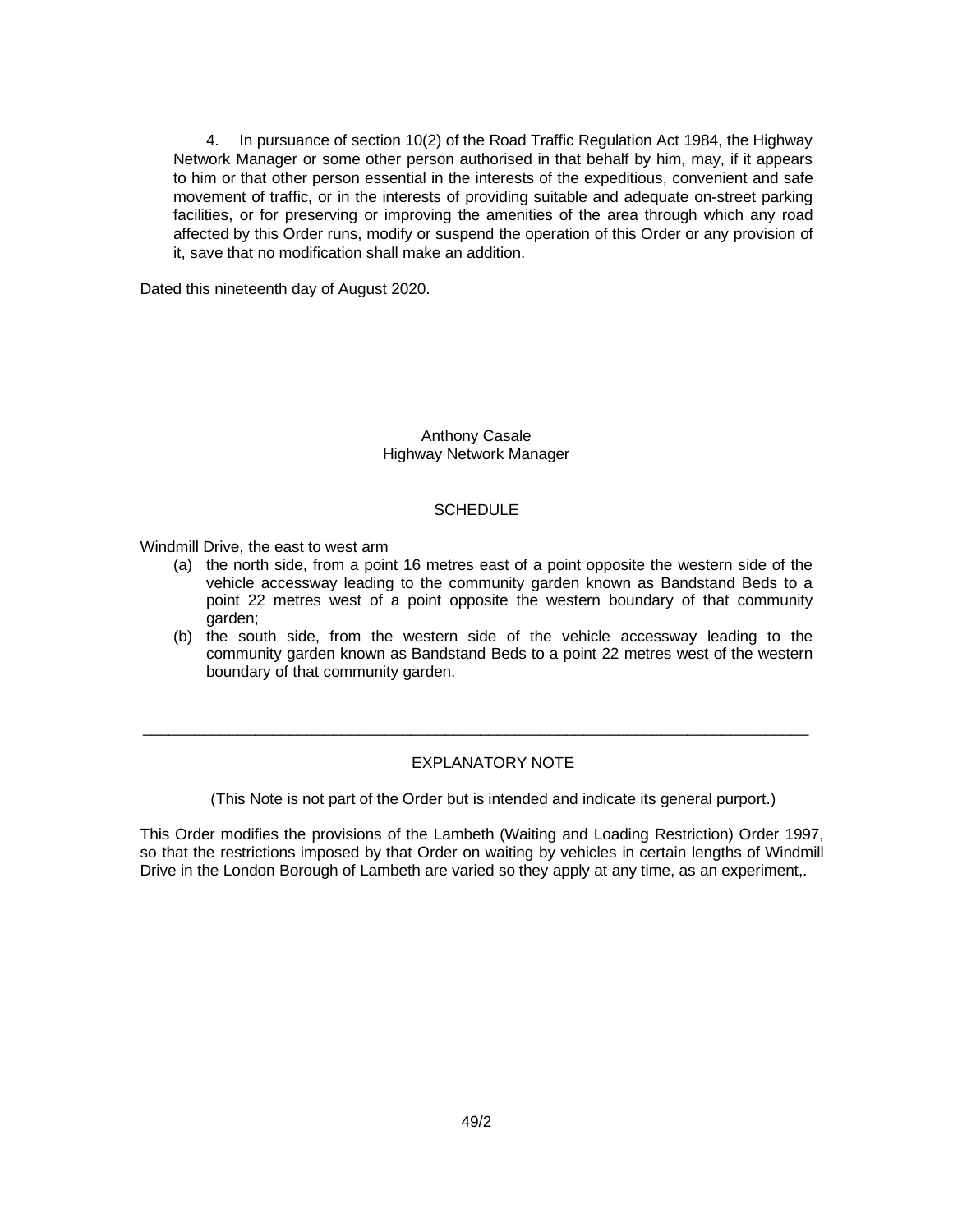4. In pursuance of section 10(2) of the Road Traffic Regulation Act 1984, the Highway Network Manager or some other person authorised in that behalf by him, may, if it appears to him or that other person essential in the interests of the expeditious, convenient and safe movement of traffic, or in the interests of providing suitable and adequate on-street parking facilities, or for preserving or improving the amenities of the area through which any road affected by this Order runs, modify or suspend the operation of this Order or any provision of it, save that no modification shall make an addition.

Dated this nineteenth day of August 2020.

Anthony Casale
Highway Network Manager

## SCHEDULE

Windmill Drive, the east to west arm

(a) the north side, from a point 16 metres east of a point opposite the western side of the vehicle accessway leading to the community garden known as Bandstand Beds to a point 22 metres west of a point opposite the western boundary of that community garden;

(b) the south side, from the western side of the vehicle accessway leading to the community garden known as Bandstand Beds to a point 22 metres west of the western boundary of that community garden.

---

## EXPLANATORY NOTE

(This Note is not part of the Order but is intended and indicate its general purport.)

This Order modifies the provisions of the Lambeth (Waiting and Loading Restriction) Order 1997, so that the restrictions imposed by that Order on waiting by vehicles in certain lengths of Windmill Drive in the London Borough of Lambeth are varied so they apply at any time, as an experiment,.

49/2